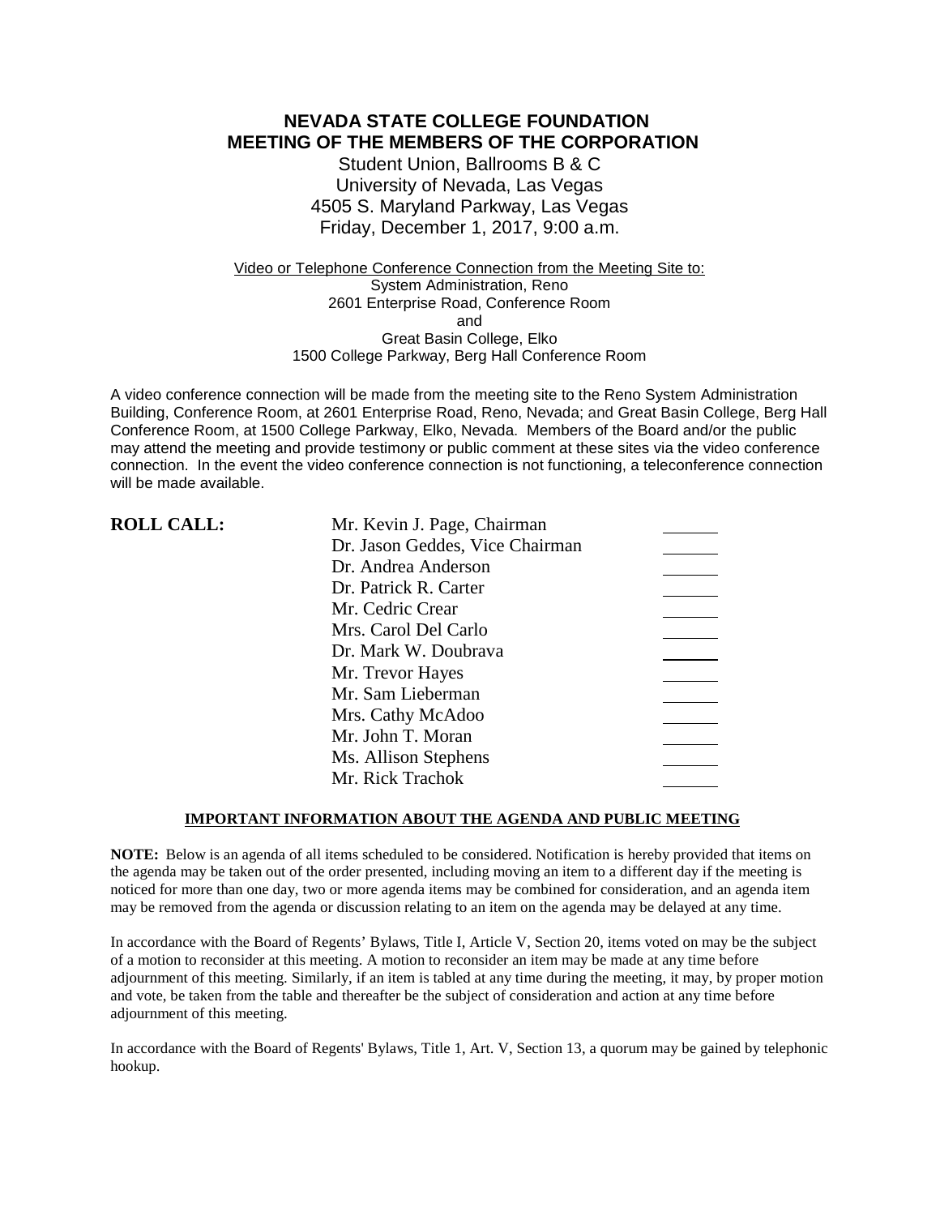# NEVADA STATE COLLEGE FOUNDATION
# MEETING OF THE MEMBERS OF THE CORPORATION

Student Union, Ballrooms B & C
University of Nevada, Las Vegas
4505 S. Maryland Parkway, Las Vegas
Friday, December 1, 2017, 9:00 a.m.

Video or Telephone Conference Connection from the Meeting Site to:
System Administration, Reno
2601 Enterprise Road, Conference Room
and
Great Basin College, Elko
1500 College Parkway, Berg Hall Conference Room

A video conference connection will be made from the meeting site to the Reno System Administration Building, Conference Room, at 2601 Enterprise Road, Reno, Nevada; and Great Basin College, Berg Hall Conference Room, at 1500 College Parkway, Elko, Nevada. Members of the Board and/or the public may attend the meeting and provide testimony or public comment at these sites via the video conference connection. In the event the video conference connection is not functioning, a teleconference connection will be made available.

**ROLL CALL:**

| | |
|---|---|
| Mr. Kevin J. Page, Chairman | ______ |
| Dr. Jason Geddes, Vice Chairman | ______ |
| Dr. Andrea Anderson | ______ |
| Dr. Patrick R. Carter | ______ |
| Mr. Cedric Crear | ______ |
| Mrs. Carol Del Carlo | ______ |
| Dr. Mark W. Doubrava | ______ |
| Mr. Trevor Hayes | ______ |
| Mr. Sam Lieberman | ______ |
| Mrs. Cathy McAdoo | ______ |
| Mr. John T. Moran | ______ |
| Ms. Allison Stephens | ______ |
| Mr. Rick Trachok | ______ |

**IMPORTANT INFORMATION ABOUT THE AGENDA AND PUBLIC MEETING**

**NOTE:** Below is an agenda of all items scheduled to be considered. Notification is hereby provided that items on the agenda may be taken out of the order presented, including moving an item to a different day if the meeting is noticed for more than one day, two or more agenda items may be combined for consideration, and an agenda item may be removed from the agenda or discussion relating to an item on the agenda may be delayed at any time.

In accordance with the Board of Regents' Bylaws, Title I, Article V, Section 20, items voted on may be the subject of a motion to reconsider at this meeting. A motion to reconsider an item may be made at any time before adjournment of this meeting. Similarly, if an item is tabled at any time during the meeting, it may, by proper motion and vote, be taken from the table and thereafter be the subject of consideration and action at any time before adjournment of this meeting.

In accordance with the Board of Regents' Bylaws, Title 1, Art. V, Section 13, a quorum may be gained by telephonic hookup.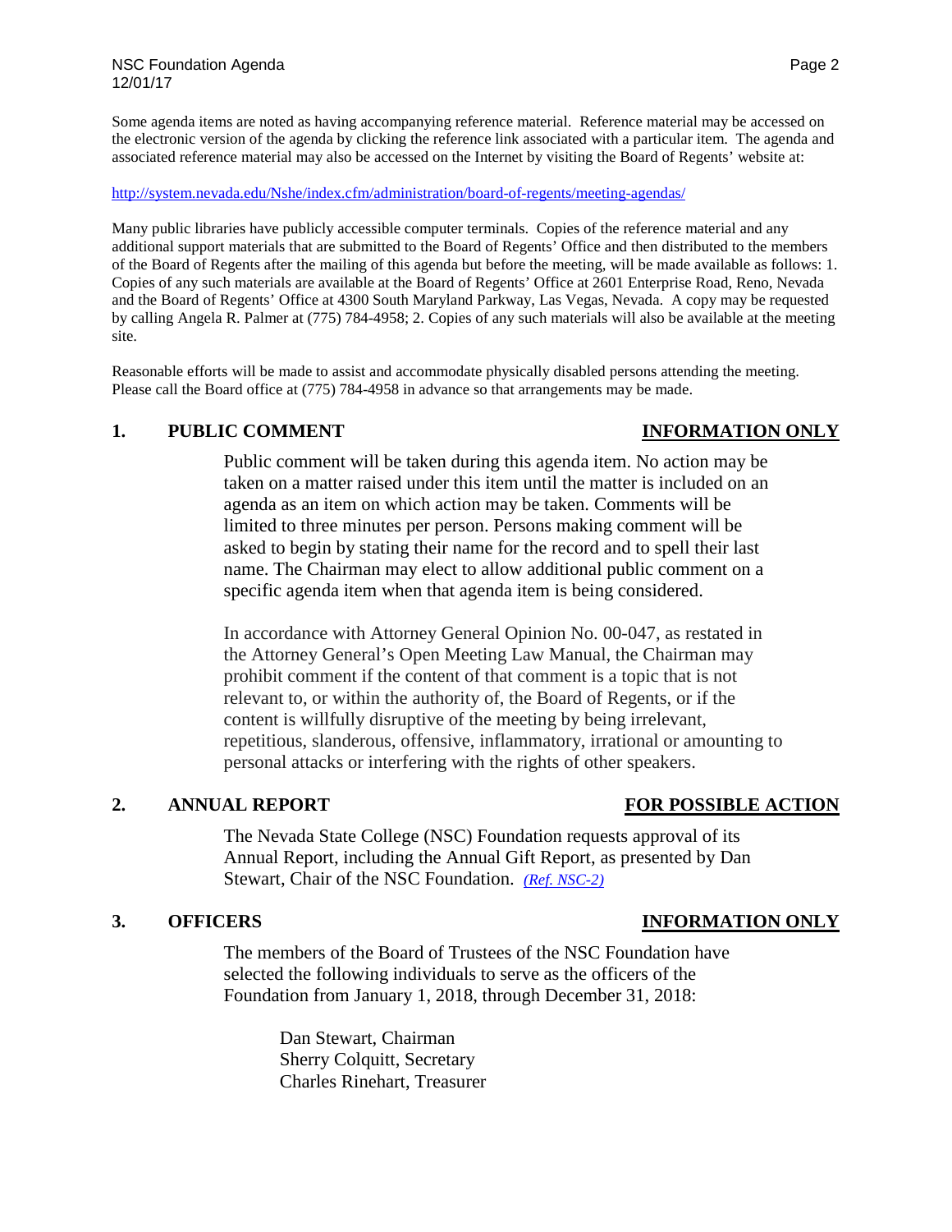Some agenda items are noted as having accompanying reference material. Reference material may be accessed on the electronic version of the agenda by clicking the reference link associated with a particular item. The agenda and associated reference material may also be accessed on the Internet by visiting the Board of Regents' website at:

http://system.nevada.edu/Nshe/index.cfm/administration/board-of-regents/meeting-agendas/

Many public libraries have publicly accessible computer terminals. Copies of the reference material and any additional support materials that are submitted to the Board of Regents' Office and then distributed to the members of the Board of Regents after the mailing of this agenda but before the meeting, will be made available as follows: 1. Copies of any such materials are available at the Board of Regents' Office at 2601 Enterprise Road, Reno, Nevada and the Board of Regents' Office at 4300 South Maryland Parkway, Las Vegas, Nevada. A copy may be requested by calling Angela R. Palmer at (775) 784-4958; 2. Copies of any such materials will also be available at the meeting site.

Reasonable efforts will be made to assist and accommodate physically disabled persons attending the meeting. Please call the Board office at (775) 784-4958 in advance so that arrangements may be made.

## 1. PUBLIC COMMENT — INFORMATION ONLY

Public comment will be taken during this agenda item. No action may be taken on a matter raised under this item until the matter is included on an agenda as an item on which action may be taken. Comments will be limited to three minutes per person. Persons making comment will be asked to begin by stating their name for the record and to spell their last name. The Chairman may elect to allow additional public comment on a specific agenda item when that agenda item is being considered.

In accordance with Attorney General Opinion No. 00-047, as restated in the Attorney General's Open Meeting Law Manual, the Chairman may prohibit comment if the content of that comment is a topic that is not relevant to, or within the authority of, the Board of Regents, or if the content is willfully disruptive of the meeting by being irrelevant, repetitious, slanderous, offensive, inflammatory, irrational or amounting to personal attacks or interfering with the rights of other speakers.

## 2. ANNUAL REPORT — FOR POSSIBLE ACTION

The Nevada State College (NSC) Foundation requests approval of its Annual Report, including the Annual Gift Report, as presented by Dan Stewart, Chair of the NSC Foundation. *(Ref. NSC-2)*

## 3. OFFICERS — INFORMATION ONLY

The members of the Board of Trustees of the NSC Foundation have selected the following individuals to serve as the officers of the Foundation from January 1, 2018, through December 31, 2018:

Dan Stewart, Chairman
Sherry Colquitt, Secretary
Charles Rinehart, Treasurer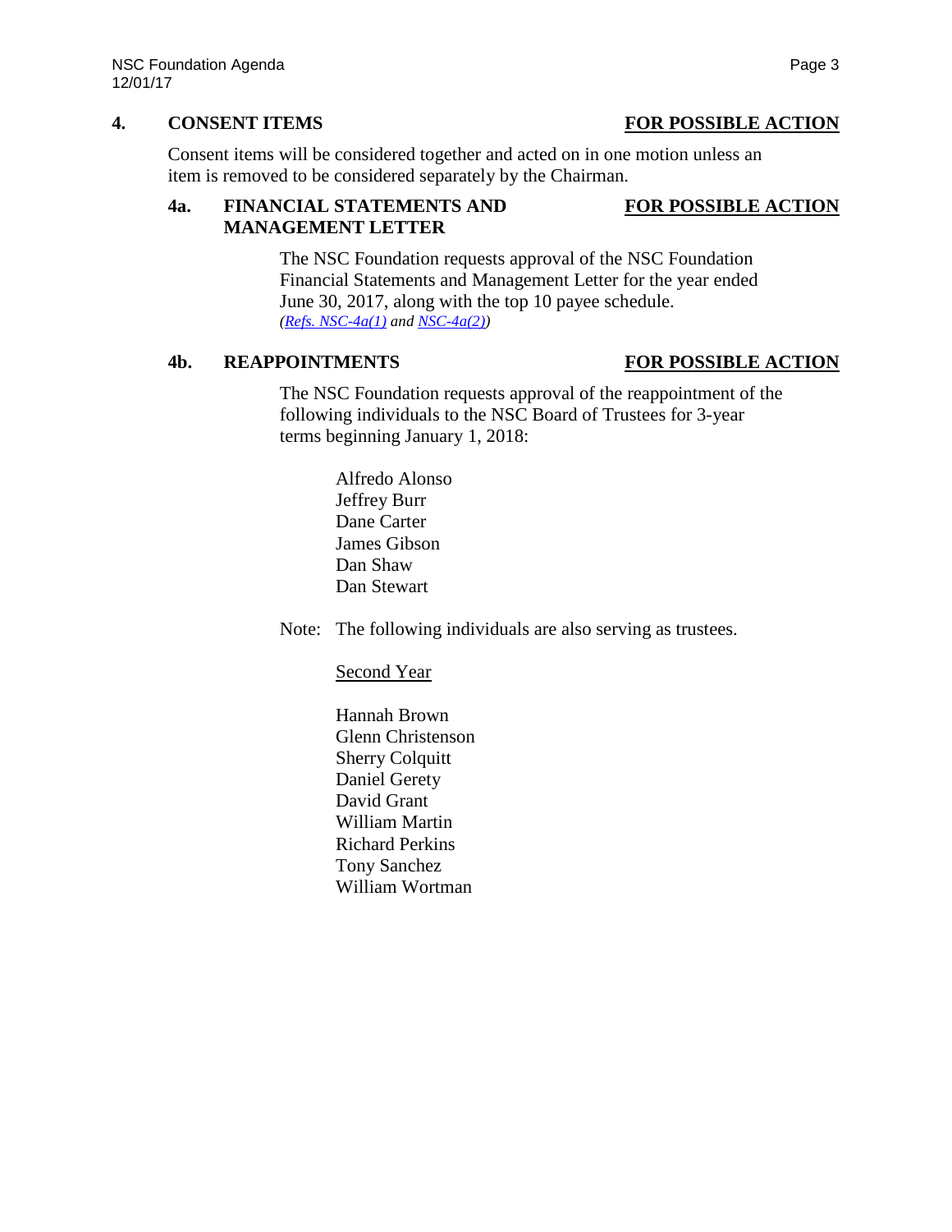## 4. CONSENT ITEMS — FOR POSSIBLE ACTION

Consent items will be considered together and acted on in one motion unless an item is removed to be considered separately by the Chairman.

### 4a. FINANCIAL STATEMENTS AND MANAGEMENT LETTER — FOR POSSIBLE ACTION

The NSC Foundation requests approval of the NSC Foundation Financial Statements and Management Letter for the year ended June 30, 2017, along with the top 10 payee schedule.
*(Refs. NSC-4a(1) and NSC-4a(2))*

### 4b. REAPPOINTMENTS — FOR POSSIBLE ACTION

The NSC Foundation requests approval of the reappointment of the following individuals to the NSC Board of Trustees for 3-year terms beginning January 1, 2018:

Alfredo Alonso
Jeffrey Burr
Dane Carter
James Gibson
Dan Shaw
Dan Stewart

Note: The following individuals are also serving as trustees.

Second Year

Hannah Brown
Glenn Christenson
Sherry Colquitt
Daniel Gerety
David Grant
William Martin
Richard Perkins
Tony Sanchez
William Wortman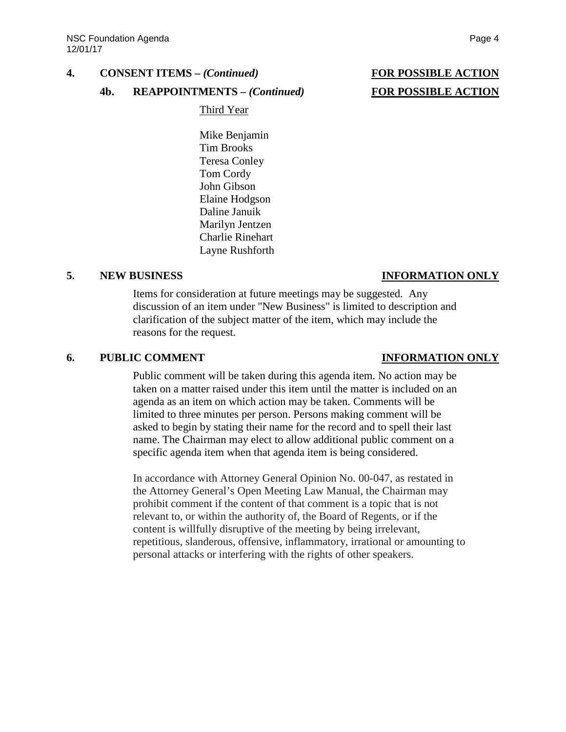**4. CONSENT ITEMS – *(Continued)*** **FOR POSSIBLE ACTION**

**4b. REAPPOINTMENTS – *(Continued)*** **FOR POSSIBLE ACTION**

Third Year

Mike Benjamin
Tim Brooks
Teresa Conley
Tom Cordy
John Gibson
Elaine Hodgson
Daline Januik
Marilyn Jentzen
Charlie Rinehart
Layne Rushforth

**5. NEW BUSINESS** **INFORMATION ONLY**

Items for consideration at future meetings may be suggested. Any discussion of an item under "New Business" is limited to description and clarification of the subject matter of the item, which may include the reasons for the request.

**6. PUBLIC COMMENT** **INFORMATION ONLY**

Public comment will be taken during this agenda item. No action may be taken on a matter raised under this item until the matter is included on an agenda as an item on which action may be taken. Comments will be limited to three minutes per person. Persons making comment will be asked to begin by stating their name for the record and to spell their last name. The Chairman may elect to allow additional public comment on a specific agenda item when that agenda item is being considered.

In accordance with Attorney General Opinion No. 00-047, as restated in the Attorney General's Open Meeting Law Manual, the Chairman may prohibit comment if the content of that comment is a topic that is not relevant to, or within the authority of, the Board of Regents, or if the content is willfully disruptive of the meeting by being irrelevant, repetitious, slanderous, offensive, inflammatory, irrational or amounting to personal attacks or interfering with the rights of other speakers.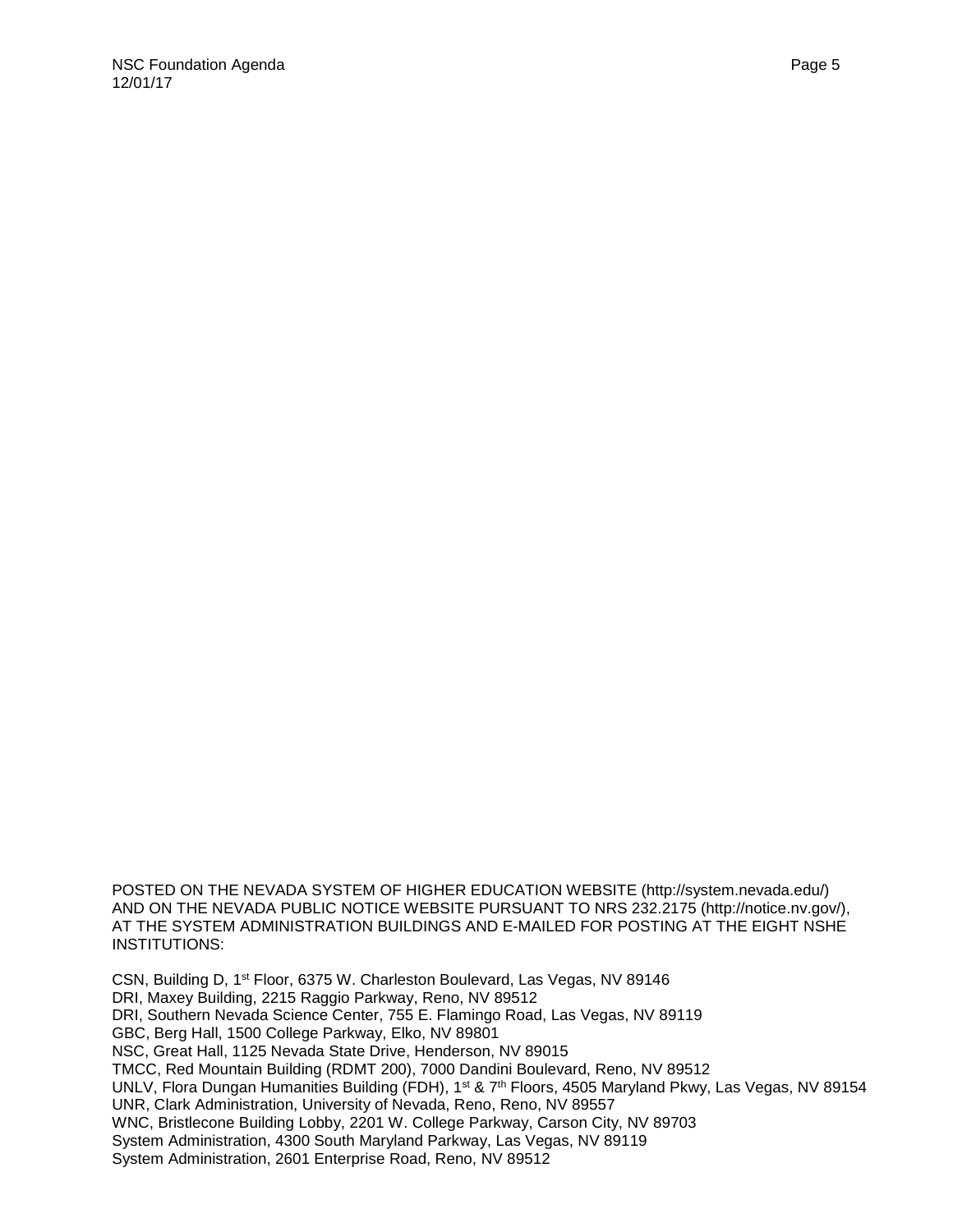POSTED ON THE NEVADA SYSTEM OF HIGHER EDUCATION WEBSITE (http://system.nevada.edu/) AND ON THE NEVADA PUBLIC NOTICE WEBSITE PURSUANT TO NRS 232.2175 (http://notice.nv.gov/), AT THE SYSTEM ADMINISTRATION BUILDINGS AND E-MAILED FOR POSTING AT THE EIGHT NSHE INSTITUTIONS:

CSN, Building D, 1st Floor, 6375 W. Charleston Boulevard, Las Vegas, NV 89146
DRI, Maxey Building, 2215 Raggio Parkway, Reno, NV 89512
DRI, Southern Nevada Science Center, 755 E. Flamingo Road, Las Vegas, NV 89119
GBC, Berg Hall, 1500 College Parkway, Elko, NV 89801
NSC, Great Hall, 1125 Nevada State Drive, Henderson, NV 89015
TMCC, Red Mountain Building (RDMT 200), 7000 Dandini Boulevard, Reno, NV 89512
UNLV, Flora Dungan Humanities Building (FDH), 1st & 7th Floors, 4505 Maryland Pkwy, Las Vegas, NV 89154
UNR, Clark Administration, University of Nevada, Reno, Reno, NV 89557
WNC, Bristlecone Building Lobby, 2201 W. College Parkway, Carson City, NV 89703
System Administration, 4300 South Maryland Parkway, Las Vegas, NV 89119
System Administration, 2601 Enterprise Road, Reno, NV 89512